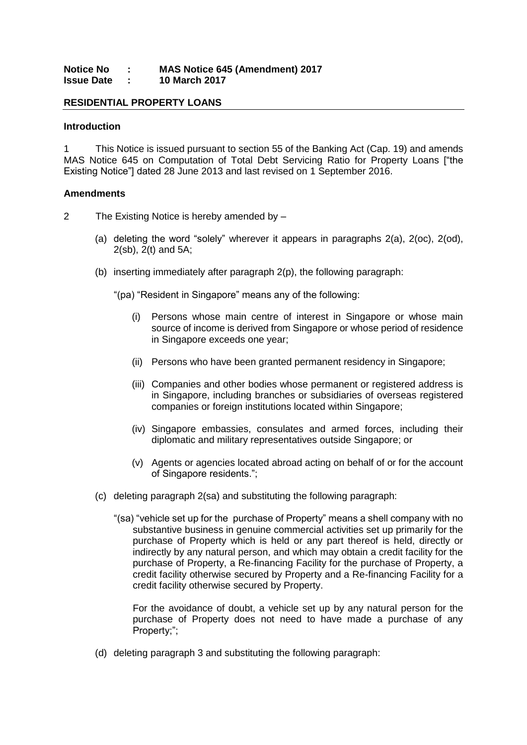**Notice No : MAS Notice 645 (Amendment) 2017**
**Issue Date : 10 March 2017**

## RESIDENTIAL PROPERTY LOANS

### Introduction

1 This Notice is issued pursuant to section 55 of the Banking Act (Cap. 19) and amends MAS Notice 645 on Computation of Total Debt Servicing Ratio for Property Loans ["the Existing Notice"] dated 28 June 2013 and last revised on 1 September 2016.

### Amendments

2 The Existing Notice is hereby amended by –

(a) deleting the word "solely" wherever it appears in paragraphs 2(a), 2(oc), 2(od), 2(sb), 2(t) and 5A;

(b) inserting immediately after paragraph 2(p), the following paragraph:

"(pa) "Resident in Singapore" means any of the following:

(i) Persons whose main centre of interest in Singapore or whose main source of income is derived from Singapore or whose period of residence in Singapore exceeds one year;

(ii) Persons who have been granted permanent residency in Singapore;

(iii) Companies and other bodies whose permanent or registered address is in Singapore, including branches or subsidiaries of overseas registered companies or foreign institutions located within Singapore;

(iv) Singapore embassies, consulates and armed forces, including their diplomatic and military representatives outside Singapore; or

(v) Agents or agencies located abroad acting on behalf of or for the account of Singapore residents.";

(c) deleting paragraph 2(sa) and substituting the following paragraph:

"(sa) "vehicle set up for the purchase of Property" means a shell company with no substantive business in genuine commercial activities set up primarily for the purchase of Property which is held or any part thereof is held, directly or indirectly by any natural person, and which may obtain a credit facility for the purchase of Property, a Re-financing Facility for the purchase of Property, a credit facility otherwise secured by Property and a Re-financing Facility for a credit facility otherwise secured by Property.

For the avoidance of doubt, a vehicle set up by any natural person for the purchase of Property does not need to have made a purchase of any Property;";

(d) deleting paragraph 3 and substituting the following paragraph: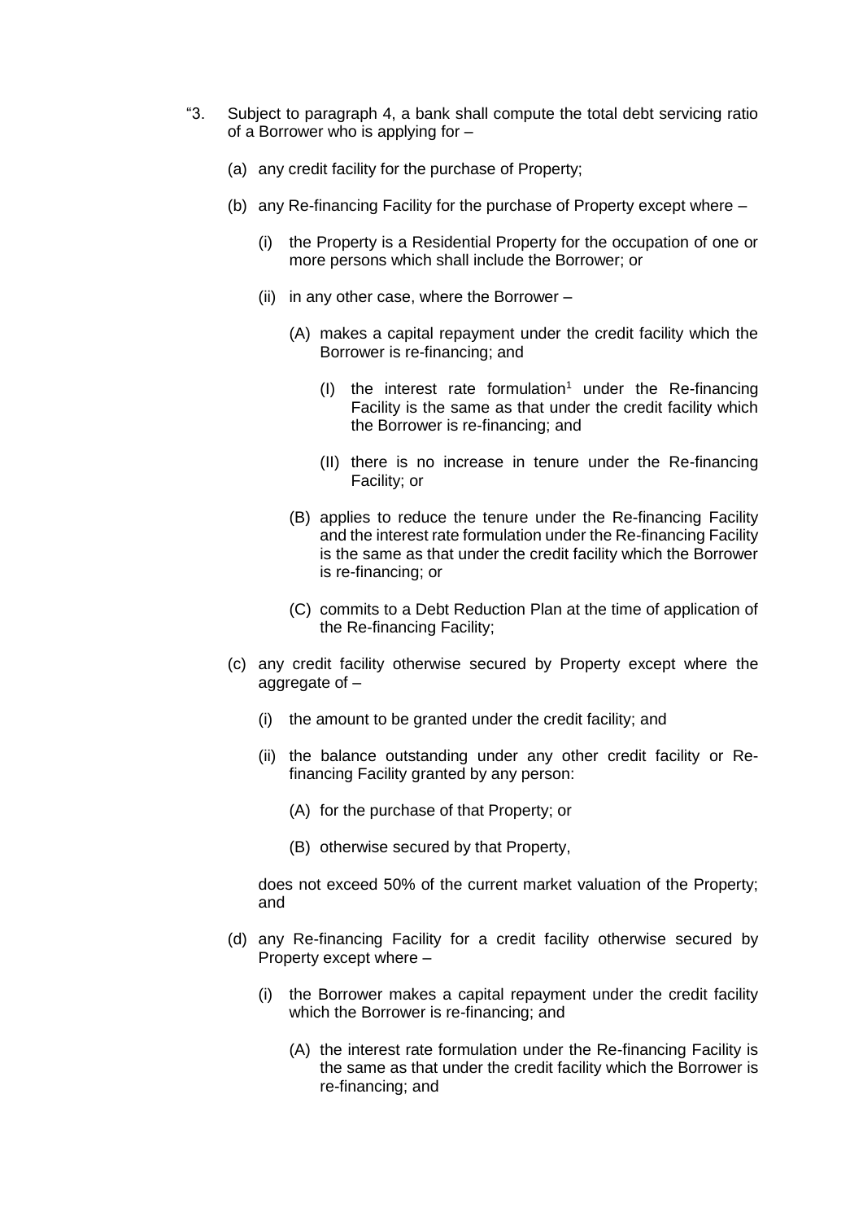"3. Subject to paragraph 4, a bank shall compute the total debt servicing ratio of a Borrower who is applying for –

  (a) any credit facility for the purchase of Property;

  (b) any Re-financing Facility for the purchase of Property except where –

    (i) the Property is a Residential Property for the occupation of one or more persons which shall include the Borrower; or

    (ii) in any other case, where the Borrower –

      (A) makes a capital repayment under the credit facility which the Borrower is re-financing; and

        (I) the interest rate formulation[1] under the Re-financing Facility is the same as that under the credit facility which the Borrower is re-financing; and

        (II) there is no increase in tenure under the Re-financing Facility; or

      (B) applies to reduce the tenure under the Re-financing Facility and the interest rate formulation under the Re-financing Facility is the same as that under the credit facility which the Borrower is re-financing; or

      (C) commits to a Debt Reduction Plan at the time of application of the Re-financing Facility;

  (c) any credit facility otherwise secured by Property except where the aggregate of –

    (i) the amount to be granted under the credit facility; and

    (ii) the balance outstanding under any other credit facility or Re-financing Facility granted by any person:

      (A) for the purchase of that Property; or

      (B) otherwise secured by that Property,

  does not exceed 50% of the current market valuation of the Property; and

  (d) any Re-financing Facility for a credit facility otherwise secured by Property except where –

    (i) the Borrower makes a capital repayment under the credit facility which the Borrower is re-financing; and

      (A) the interest rate formulation under the Re-financing Facility is the same as that under the credit facility which the Borrower is re-financing; and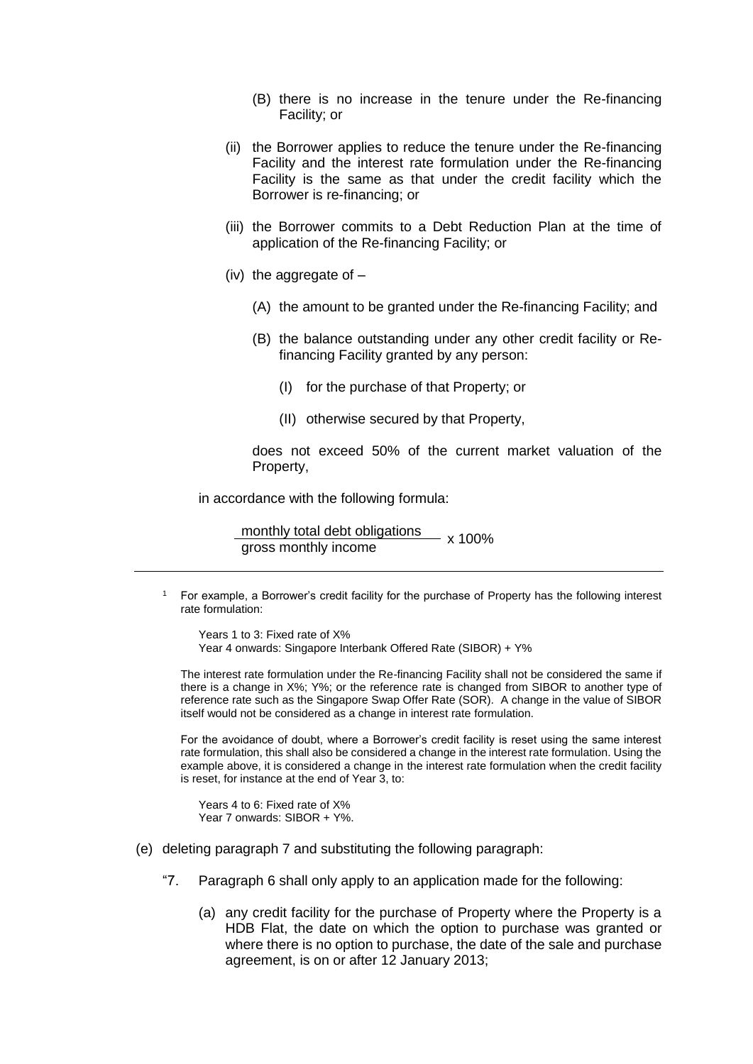(B) there is no increase in the tenure under the Re-financing Facility; or

(ii) the Borrower applies to reduce the tenure under the Re-financing Facility and the interest rate formulation under the Re-financing Facility is the same as that under the credit facility which the Borrower is re-financing; or

(iii) the Borrower commits to a Debt Reduction Plan at the time of application of the Re-financing Facility; or

(iv) the aggregate of –

(A) the amount to be granted under the Re-financing Facility; and

(B) the balance outstanding under any other credit facility or Re-financing Facility granted by any person:

(I) for the purchase of that Property; or

(II) otherwise secured by that Property,

does not exceed 50% of the current market valuation of the Property,

in accordance with the following formula:

$$\frac{\text{monthly total debt obligations}}{\text{gross monthly income}} \times 100\%$$

---

[1] For example, a Borrower's credit facility for the purchase of Property has the following interest rate formulation:

Years 1 to 3: Fixed rate of X%
Year 4 onwards: Singapore Interbank Offered Rate (SIBOR) + Y%

The interest rate formulation under the Re-financing Facility shall not be considered the same if there is a change in X%; Y%; or the reference rate is changed from SIBOR to another type of reference rate such as the Singapore Swap Offer Rate (SOR). A change in the value of SIBOR itself would not be considered as a change in interest rate formulation.

For the avoidance of doubt, where a Borrower's credit facility is reset using the same interest rate formulation, this shall also be considered a change in the interest rate formulation. Using the example above, it is considered a change in the interest rate formulation when the credit facility is reset, for instance at the end of Year 3, to:

Years 4 to 6: Fixed rate of X%
Year 7 onwards: SIBOR + Y%.

---

(e) deleting paragraph 7 and substituting the following paragraph:

"7. Paragraph 6 shall only apply to an application made for the following:

(a) any credit facility for the purchase of Property where the Property is a HDB Flat, the date on which the option to purchase was granted or where there is no option to purchase, the date of the sale and purchase agreement, is on or after 12 January 2013;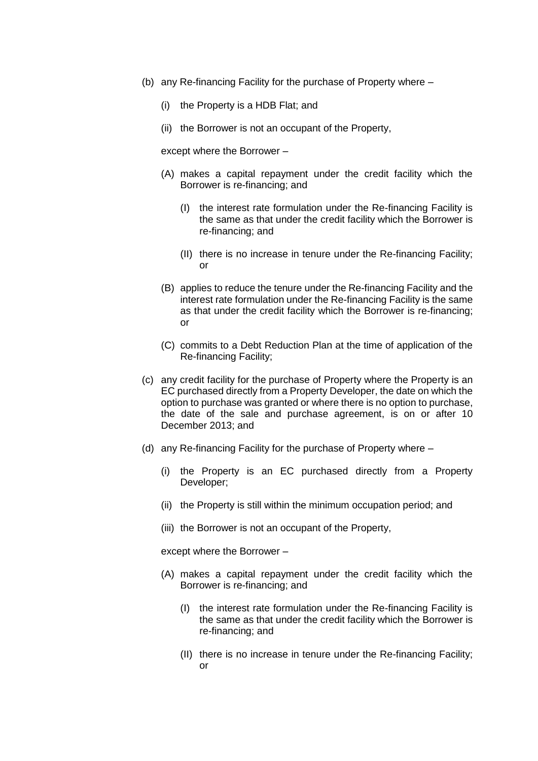(b) any Re-financing Facility for the purchase of Property where –

  (i) the Property is a HDB Flat; and

  (ii) the Borrower is not an occupant of the Property,

  except where the Borrower –

  (A) makes a capital repayment under the credit facility which the Borrower is re-financing; and

    (I) the interest rate formulation under the Re-financing Facility is the same as that under the credit facility which the Borrower is re-financing; and

    (II) there is no increase in tenure under the Re-financing Facility; or

  (B) applies to reduce the tenure under the Re-financing Facility and the interest rate formulation under the Re-financing Facility is the same as that under the credit facility which the Borrower is re-financing; or

  (C) commits to a Debt Reduction Plan at the time of application of the Re-financing Facility;

(c) any credit facility for the purchase of Property where the Property is an EC purchased directly from a Property Developer, the date on which the option to purchase was granted or where there is no option to purchase, the date of the sale and purchase agreement, is on or after 10 December 2013; and

(d) any Re-financing Facility for the purchase of Property where –

  (i) the Property is an EC purchased directly from a Property Developer;

  (ii) the Property is still within the minimum occupation period; and

  (iii) the Borrower is not an occupant of the Property,

  except where the Borrower –

  (A) makes a capital repayment under the credit facility which the Borrower is re-financing; and

    (I) the interest rate formulation under the Re-financing Facility is the same as that under the credit facility which the Borrower is re-financing; and

    (II) there is no increase in tenure under the Re-financing Facility; or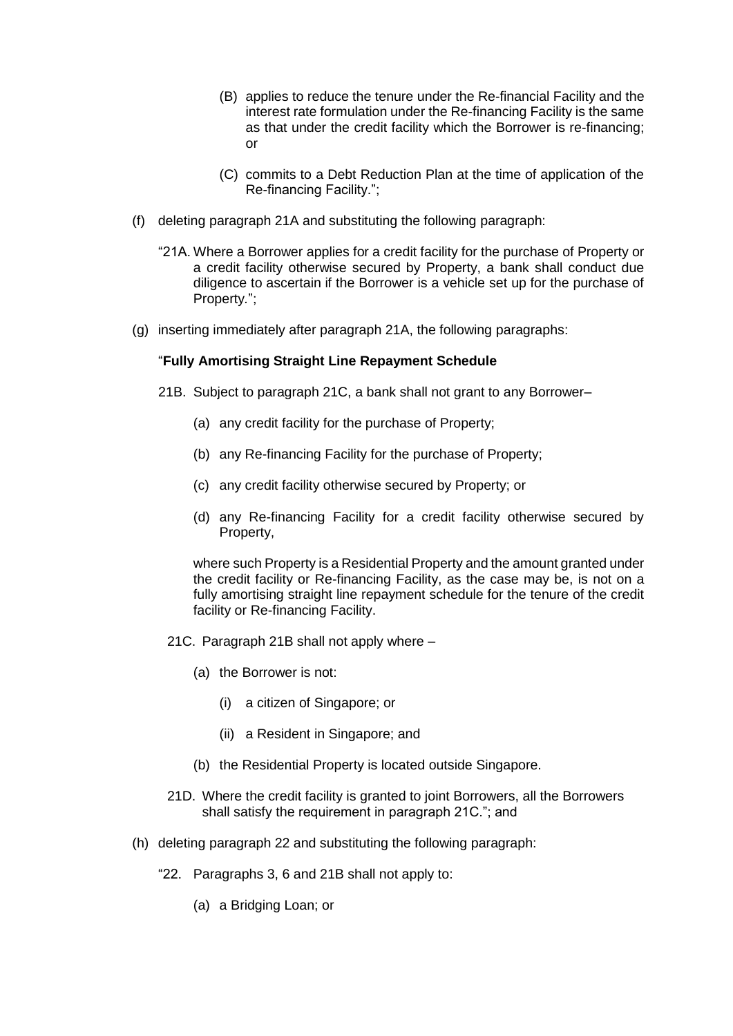(B) applies to reduce the tenure under the Re-financial Facility and the interest rate formulation under the Re-financing Facility is the same as that under the credit facility which the Borrower is re-financing; or

(C) commits to a Debt Reduction Plan at the time of application of the Re-financing Facility.";

(f) deleting paragraph 21A and substituting the following paragraph:

"21A. Where a Borrower applies for a credit facility for the purchase of Property or a credit facility otherwise secured by Property, a bank shall conduct due diligence to ascertain if the Borrower is a vehicle set up for the purchase of Property.";

(g) inserting immediately after paragraph 21A, the following paragraphs:

"**Fully Amortising Straight Line Repayment Schedule**

21B. Subject to paragraph 21C, a bank shall not grant to any Borrower–

(a) any credit facility for the purchase of Property;

(b) any Re-financing Facility for the purchase of Property;

(c) any credit facility otherwise secured by Property; or

(d) any Re-financing Facility for a credit facility otherwise secured by Property,

where such Property is a Residential Property and the amount granted under the credit facility or Re-financing Facility, as the case may be, is not on a fully amortising straight line repayment schedule for the tenure of the credit facility or Re-financing Facility.

21C. Paragraph 21B shall not apply where –

(a) the Borrower is not:

(i) a citizen of Singapore; or

(ii) a Resident in Singapore; and

(b) the Residential Property is located outside Singapore.

21D. Where the credit facility is granted to joint Borrowers, all the Borrowers shall satisfy the requirement in paragraph 21C."; and

(h) deleting paragraph 22 and substituting the following paragraph:

"22. Paragraphs 3, 6 and 21B shall not apply to:

(a) a Bridging Loan; or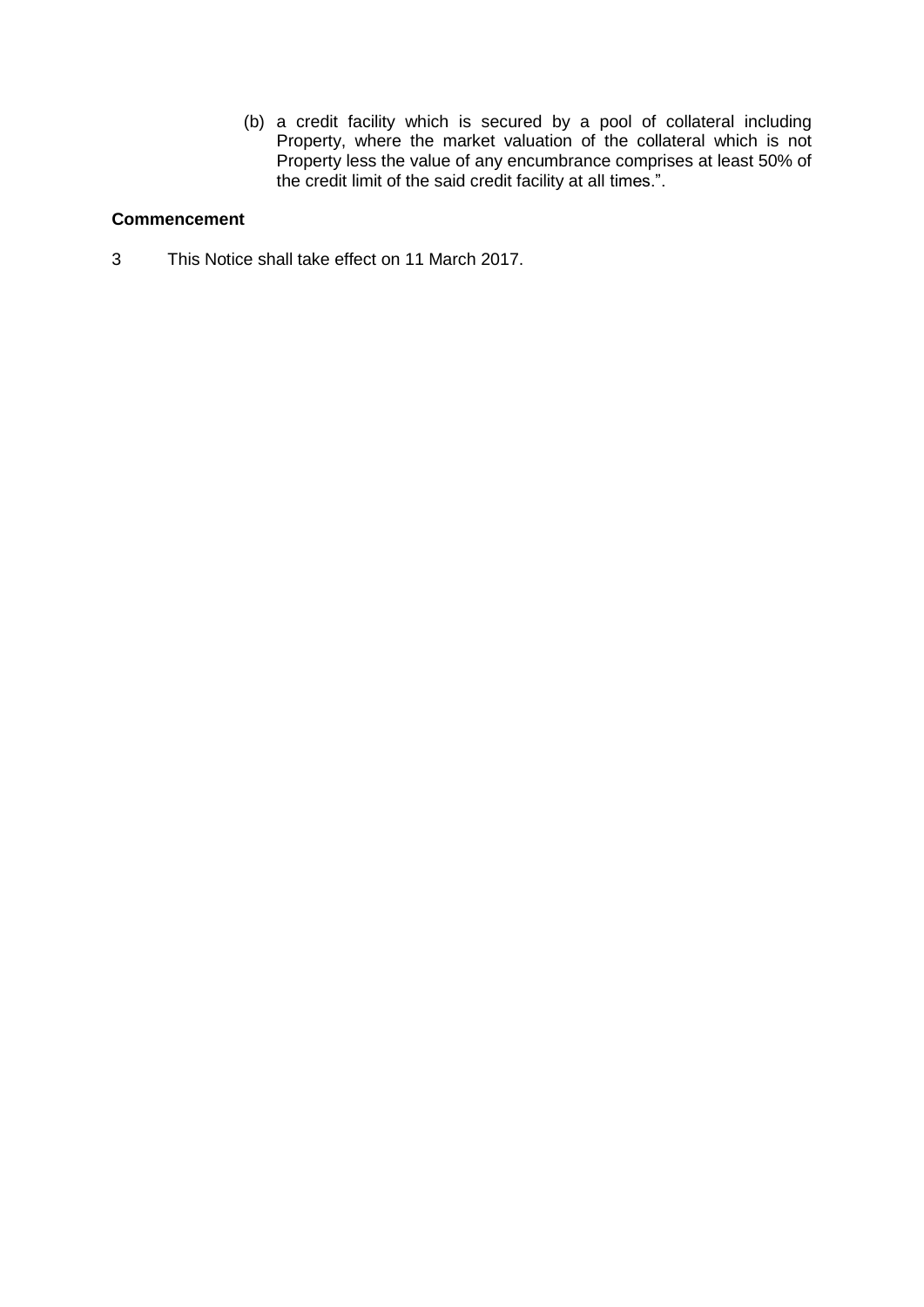(b) a credit facility which is secured by a pool of collateral including Property, where the market valuation of the collateral which is not Property less the value of any encumbrance comprises at least 50% of the credit limit of the said credit facility at all times.".

**Commencement**

3 This Notice shall take effect on 11 March 2017.